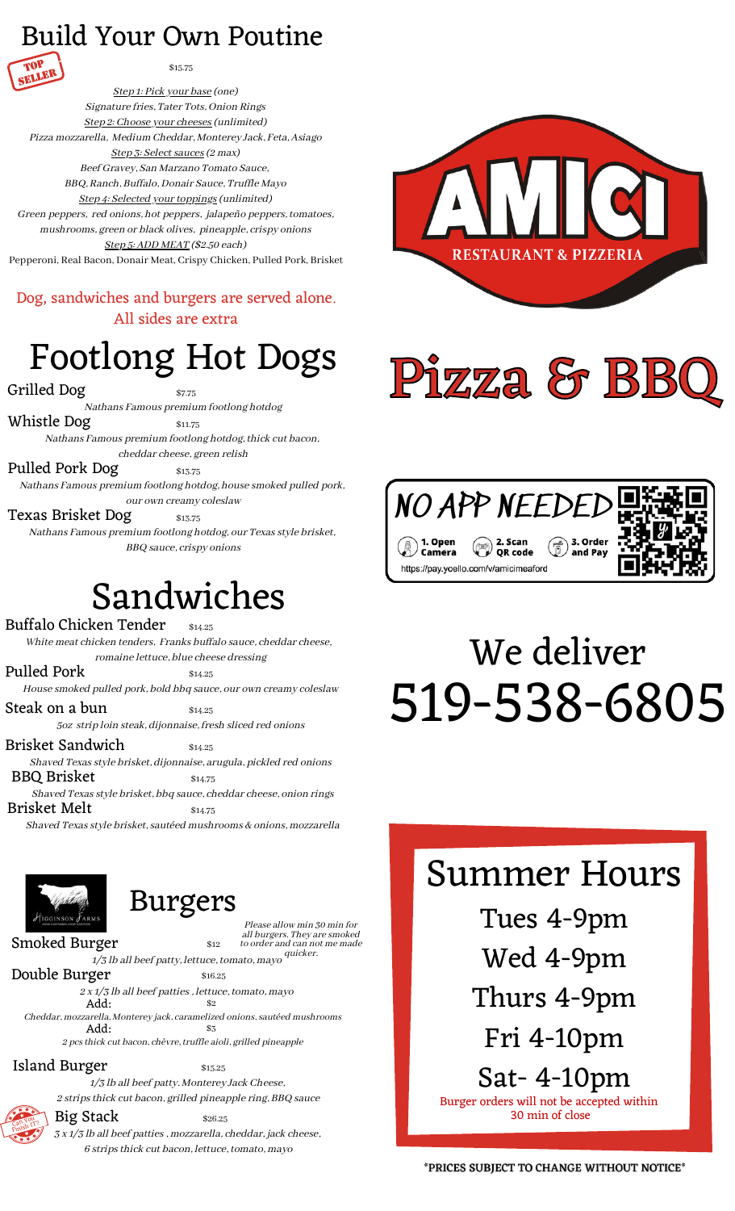# Build Your Own Poutine

TOP SELLER

$15.75

*Step 1: Pick your base (one)*
*Signature fries, Tater Tots, Onion Rings*
*Step 2: Choose your cheeses (unlimited)*
*Pizza mozzarella, Medium Cheddar, Monterey Jack, Feta, Asiago*
*Step 3: Select sauces (2 max)*
*Beef Gravey, San Marzano Tomato Sauce, BBQ, Ranch, Buffalo, Donair Sauce, Truffle Mayo*
*Step 4: Selected your toppings (unlimited)*
*Green peppers, red onions, hot peppers, jalapeño peppers, tomatoes, mushrooms, green or black olives, pineapple, crispy onions*
*Step 5: ADD MEAT ($2.50 each)*
Pepperoni, Real Bacon, Donair Meat, Crispy Chicken, Pulled Pork, Brisket

Dog, sandwiches and burgers are served alone. All sides are extra

# Footlong Hot Dogs

**Grilled Dog** $7.75
*Nathans Famous premium footlong hotdog*

**Whistle Dog** $11.75
*Nathans Famous premium footlong hotdog, thick cut bacon, cheddar cheese, green relish*

**Pulled Pork Dog** $13.75
*Nathans Famous premium footlong hotdog, house smoked pulled pork, our own creamy coleslaw*

**Texas Brisket Dog** $13.75
*Nathans Famous premium footlong hotdog, our Texas style brisket, BBQ sauce, crispy onions*

# Sandwiches

**Buffalo Chicken Tender** $14.25
*White meat chicken tenders, Franks buffalo sauce, cheddar cheese, romaine lettuce, blue cheese dressing*

**Pulled Pork** $14.25
*House smoked pulled pork, bold bbq sauce, our own creamy coleslaw*

**Steak on a bun** $14.25
*5oz strip loin steak, dijonnaise, fresh sliced red onions*

**Brisket Sandwich** $14.25
*Shaved Texas style brisket, dijonnaise, arugula, pickled red onions*

**BBQ Brisket** $14.75
*Shaved Texas style brisket, bbq sauce, cheddar cheese, onion rings*

**Brisket Melt** $14.75
*Shaved Texas style brisket, sautéed mushrooms & onions, mozzarella*

# Burgers

HIGGINSON FARMS

*Please allow min 30 min for all burgers. They are smoked to order and can not me made quicker.*

**Smoked Burger** $12
*1/3 lb all beef patty, lettuce, tomato, mayo*

**Double Burger** $16.25
*2 x 1/3 lb all beef patties , lettuce, tomato, mayo*

**Add:** $2
*Cheddar, mozzarella, Monterey jack, caramelized onions, sautéed mushrooms*

**Add:** $3
*2 pcs thick cut bacon, chèvre, truffle aioli, grilled pineapple*

**Island Burger** $15.25
*1/3 lb all beef patty. Monterey Jack Cheese, 2 strips thick cut bacon, grilled pineapple ring, BBQ sauce*

Can You Finish It?

**Big Stack** $26.25
*3 x 1/3 lb all beef patties , mozzarella, cheddar, jack cheese, 6 strips thick cut bacon, lettuce, tomato, mayo*

AMICI RESTAURANT & PIZZERIA

# Pizza & BBQ

NO APP NEEDED
1. Open Camera 2. Scan QR code 3. Order and Pay
https://pay.yoello.com/v/amicimeaford

# We deliver 519-538-6805

## Summer Hours

Tues 4-9pm
Wed 4-9pm
Thurs 4-9pm
Fri 4-10pm
Sat- 4-10pm

Burger orders will not be accepted within 30 min of close

*PRICES SUBJECT TO CHANGE WITHOUT NOTICE*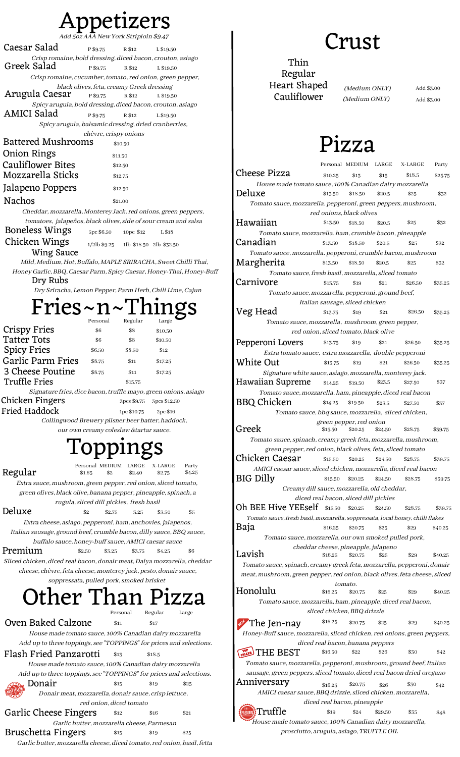# Appetizers

*Add 5oz AAA New York Striploin $9.47*

| | P | R | L |
|---|---|---|---|
| **Caesar Salad** | P $9.75 | R $12 | L $19.50 |

*Crisp romaine, bold dressing, diced bacon, crouton, asiago*

| | | | |
|---|---|---|---|
| **Greek Salad** | P $9.75 | R $12 | L $19.50 |

*Crisp romaine, cucumber, tomato, red onion, green pepper, black olives, feta, creamy Greek dressing*

| | | | |
|---|---|---|---|
| **Arugula Caesar** | P $9.75 | R $12 | L $19.50 |

*Spicy arugula, bold dressing, diced bacon, crouton, asiago*

| | | | |
|---|---|---|---|
| **AMICI Salad** | P $9.75 | R $12 | L $19.50 |

*Spicy arugula, balsamic dressing, dried cranberries, chèvre, crispy onions*

| | |
|---|---|
| **Battered Mushrooms** | $10.50 |
| **Onion Rings** | $11.50 |
| **Cauliflower Bites** | $12.50 |
| **Mozzarella Sticks** | $12.75 |
| **Jalapeno Poppers** | $12.50 |
| **Nachos** | $21.00 |

*Cheddar, mozzarella, Monterey Jack, red onions, green peppers, tomatoes, jalapeños, black olives, side of sour cream and salsa*

| | | | |
|---|---|---|---|
| **Boneless Wings** | 5pc $6.50 | 10pc $12 | L $18 |
| **Chicken Wings** | 1/2lb $9.25 | 1lb $18.50 | 2lb $32.50 |

**Wing Sauce**

*Mild, Medium, Hot, Buffalo, MAPLE SRIRACHA, Sweet Chilli Thai, Honey Garlic, BBQ, Caesar Parm, Spicy Caesar, Honey-Thai, Honey-Buff*

**Dry Rubs**

*Dry Sriracha, Lemon Pepper, Parm Herb, Chili Lime, Cajun*

# Fries~n~Things

| | Personal | Regular | Large |
|---|---|---|---|
| **Crispy Fries** | $6 | $8 | $10.50 |
| **Tatter Tots** | $6 | $8 | $10.50 |
| **Spicy Fries** | $6.50 | $8.50 | $12 |
| **Garlic Parm Fries** | $8.75 | $11 | $17.25 |
| **3 Cheese Poutine** | $8.75 | $11 | $17.25 |
| **Truffle Fries** | | $15.75 | |

*Signature fries, dice bacon, truffle mayo, green onions, asiago*

| | | |
|---|---|---|
| **Chicken Fingers** | 3pcs $9.75 | 5pcs $12.50 |
| **Fried Haddock** | 1pc $10.75 | 2pc $16 |

*Collingwood Brewery pilsner beer batter, haddock, our own creamy coleslaw &tartar sauce.*

# Toppings

| | Personal | MEDIUM | LARGE | X-LARGE | Party |
|---|---|---|---|---|---|
| **Regular** | $1.65 | $2 | $2.40 | $2.75 | $4.25 |

*Extra sauce, mushroom, green pepper, red onion, sliced tomato, green olives, black olive, banana pepper, pineapple, spinach, a rugula, sliced dill pickles, fresh basil*

| | | | | | |
|---|---|---|---|---|---|
| **Deluxe** | $2 | $2.75 | 3.25 | $3.50 | $5 |

*Extra cheese, asiago, pepperoni, ham, anchovies, jalapenos, Italian sausage, ground beef, crumble bacon, dilly sauce, BBQ sauce, buffalo sauce, honey-buff sauce, AMICI caesar sauce*

| | | | | | |
|---|---|---|---|---|---|
| **Premium** | $2.50 | $3.25 | $3.75 | $4.25 | $6 |

*Sliced chicken, diced real bacon, donair meat, Daiya mozzarella, cheddar cheese, chèvre, feta cheese, monterey jack, pesto, donair sauce, soppressata, pulled pork, smoked brisket*

# Other Than Pizza

| | Personal | Regular | Large |
|---|---|---|---|
| **Oven Baked Calzone** | $11 | $17 | |

*House made tomato sauce, 100% Canadian dairy mozzarella*
*Add up to three toppings, see "TOPPINGS" for prices and selections.*

| | | | |
|---|---|---|---|
| **Flash Fried Panzarotti** | $13 | $18.5 | |

*House made tomato sauce, 100% Canadian dairy mozzarella*
*Add up to three toppings, see "TOPPINGS" for prices and selections.*

| | | | |
|---|---|---|---|
| **Donair** | $15 | $19 | $25 |

*Donair meat, mozzarella, donair sauce, crisp lettuce, red onion, diced tomato*

| | | | |
|---|---|---|---|
| **Garlic Cheese Fingers** | $12 | $16 | $21 |

*Garlic butter, mozzarella cheese, Parmesan*

| | | | |
|---|---|---|---|
| **Bruschetta Fingers** | $15 | $19 | $25 |

*Garlic butter, mozzarella cheese, diced tomato, red onion, basil, fetta*

# Crust

Thin
Regular
Heart Shaped — *(Medium ONLY)* — Add $3.00
Cauliflower — *(Medium ONLY)* — Add $3.00

# Pizza

| | Personal | MEDIUM | LARGE | X-LARGE | Party |
|---|---|---|---|---|---|
| **Cheese Pizza** | $10.25 | $13 | $15 | $18.5 | $25.75 |
| *House made tomato sauce, 100% Canadian dairy mozzarella* | | | | | |
| **Deluxe** | $13.50 | $18.50 | $20.5 | $25 | $32 |
| *Tomato sauce, mozzarella. pepperoni, green peppers, mushroom, red onions, black olives* | | | | | |
| **Hawaiian** | $13.50 | $18.50 | $20.5 | $25 | $32 |
| *Tomato sauce, mozzarella. ham, crumble bacon, pineapple* | | | | | |
| **Canadian** | $13.50 | $18.50 | $20.5 | $25 | $32 |
| *Tomato sauce, mozzarella. pepperoni, crumble bacon, mushroom* | | | | | |
| **Margherita** | $13.50 | $18.50 | $20.5 | $25 | $32 |
| *Tomato sauce, fresh basil, mozzarella, sliced tomato* | | | | | |
| **Carnivore** | $13.75 | $19 | $21 | $26.50 | $35.25 |
| *Tomato sauce, mozzarella. pepperoni, ground beef, Italian sausage, sliced chicken* | | | | | |
| **Veg Head** | $13.75 | $19 | $21 | $26.50 | $35.25 |
| *Tomato sauce, mozzarella, mushroom, green pepper, red onion, sliced tomato, black olive* | | | | | |
| **Pepperoni Lovers** | $13.75 | $19 | $21 | $26.50 | $35.25 |
| *Extra tomato sauce, extra mozzarella, double pepperoni* | | | | | |
| **White Out** | $13.75 | $19 | $21 | $26.50 | $35.25 |
| *Signature white sauce, asiago, mozzarella, monterey jack.* | | | | | |
| **Hawaiian Supreme** | $14.25 | $19.50 | $23.5 | $27.50 | $37 |
| *Tomato sauce, mozzarella. ham, pineapple, diced real bacon* | | | | | |
| **BBQ Chicken** | $14.25 | $19.50 | $23.5 | $27.50 | $37 |
| *Tomato sauce, bbq sauce, mozzarella, sliced chicken, green pepper, red onion* | | | | | |
| **Greek** | $15.50 | $20.25 | $24.50 | $28.75 | $39.75 |
| *Tomato sauce, spinach, creamy greek feta, mozzarella, mushroom, green pepper, red onion, black olives, feta, sliced tomato* | | | | | |
| **Chicken Caesar** | $15.50 | $20.25 | $24.50 | $28.75 | $39.75 |
| *AMICI caesar sauce, sliced chicken, mozzarella, diced real bacon* | | | | | |
| **BIG Dilly** | $15.50 | $20.25 | $24.50 | $28.75 | $39.75 |
| *Creamy dill sauce, mozzarella, old cheddar, diced real bacon, sliced dill pickles* | | | | | |
| **Oh BEE Hive YEEself** | $15.50 | $20.25 | $24.50 | $28.75 | $39.75 |
| *Tomato sauce, fresh basil, mozzarella, soppressata, local honey, chilli flakes* | | | | | |
| **Baja** | $16.25 | $20.75 | $25 | $29 | $40.25 |
| *Tomato sauce, mozzarella, our own smoked pulled pork, cheddar cheese, pineapple, jalapeno* | | | | | |
| **Lavish** | $16.25 | $20.75 | $25 | $29 | $40.25 |
| *Tomato sauce, spinach, creamy greek feta, mozzarella, pepperoni, donair meat, mushroom, green pepper, red onion, black olives, feta cheese, sliced tomato.* | | | | | |
| **Honolulu** | $16.25 | $20.75 | $25 | $29 | $40.25 |
| *Tomato sauce, mozzarella, ham, pineapple, diced real bacon, sliced chicken, BBQ drizzle* | | | | | |
| **The Jen-nay** (NEW) | $16.25 | $20.75 | $25 | $29 | $40.25 |
| *Honey-Buff sauce, mozzarella, sliced chicken, red onions, green peppers, diced real bacon, banana peppers* | | | | | |
| **THE BEST** (TOP SELLER) | $16.50 | $22 | $26 | $30 | $42 |
| *Tomato sauce, mozzarella, pepperoni, mushroom, ground beef, Italian sausage, green peppers, sliced tomato, diced real bacon dried oregano* | | | | | |
| **Anniversary** | $16.25 | $20.75 | $26 | $30 | $42 |
| *AMICI caesar sauce, BBQ drizzle, sliced chicken, mozzarella, diced real bacon, pineapple* | | | | | |
| **Truffle** (PREMIUM) | $19 | $24 | $29.50 | $35 | $48 |
| *House made tomato sauce, 100% Canadian dairy mozzarella, prosciutto, arugula, asiago, TRUFFLE OIL* | | | | | |